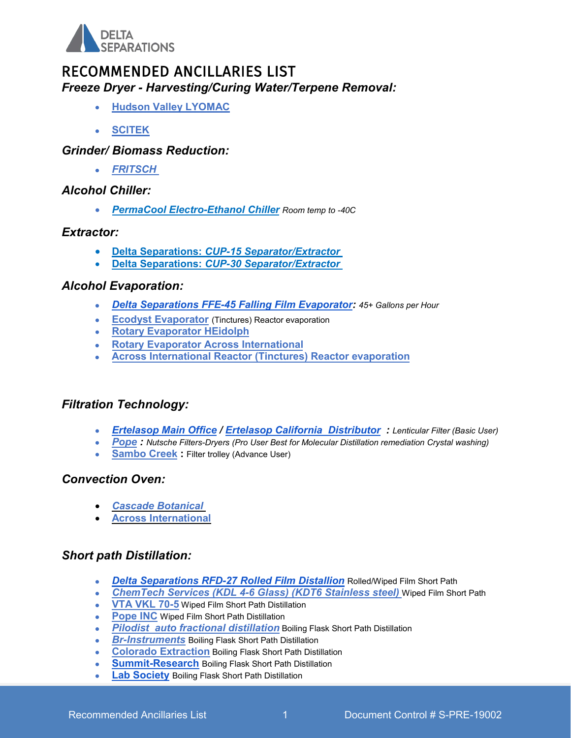DELTA SEPARATIONS

# RECOMMENDED ANCILLARIES LIST

### *Freeze Dryer - Harvesting/Curing Water/Terpene Removal:*

- **Hudson Valley LYOMAC**
- **SCITEK**

### *Grinder/ Biomass Reduction:*

- ***FRITSCH***

### *Alcohol Chiller:*

- ***PermaCool Electro-Ethanol Chiller*** *Room temp to -40C*

### *Extractor:*

- **Delta Separations: *CUP-15 Separator/Extractor***
- **Delta Separations: *CUP-30 Separator/Extractor***

### *Alcohol Evaporation:*

- ***Delta Separations FFE-45 Falling Film Evaporator:*** *45+ Gallons per Hour*
- **Ecodyst Evaporator** (Tinctures) Reactor evaporation
- **Rotary Evaporator HEidolph**
- **Rotary Evaporator Across International**
- **Across International Reactor (Tinctures) Reactor evaporation**

### *Filtration Technology:*

- ***Ertelasop Main Office / Ertelasop California Distributor :*** *Lenticular Filter (Basic User)*
- ***Pope :*** *Nutsche Filters-Dryers (Pro User Best for Molecular Distillation remediation Crystal washing)*
- **Sambo Creek :** Filter trolley (Advance User)

### *Convection Oven:*

- ***Cascade Botanical***
- **Across International**

### *Short path Distillation:*

- ***Delta Separations RFD-27 Rolled Film Distallion*** Rolled/Wiped Film Short Path
- ***ChemTech Services (KDL 4-6 Glass) (KDT6 Stainless steel)*** Wiped Film Short Path
- **VTA VKL 70-5** Wiped Film Short Path Distillation
- **Pope INC** Wiped Film Short Path Distillation
- ***Pilodist auto fractional distillation*** Boiling Flask Short Path Distillation
- ***Br-Instruments*** Boiling Flask Short Path Distillation
- **Colorado Extraction** Boiling Flask Short Path Distillation
- **Summit-Research** Boiling Flask Short Path Distillation
- **Lab Society** Boiling Flask Short Path Distillation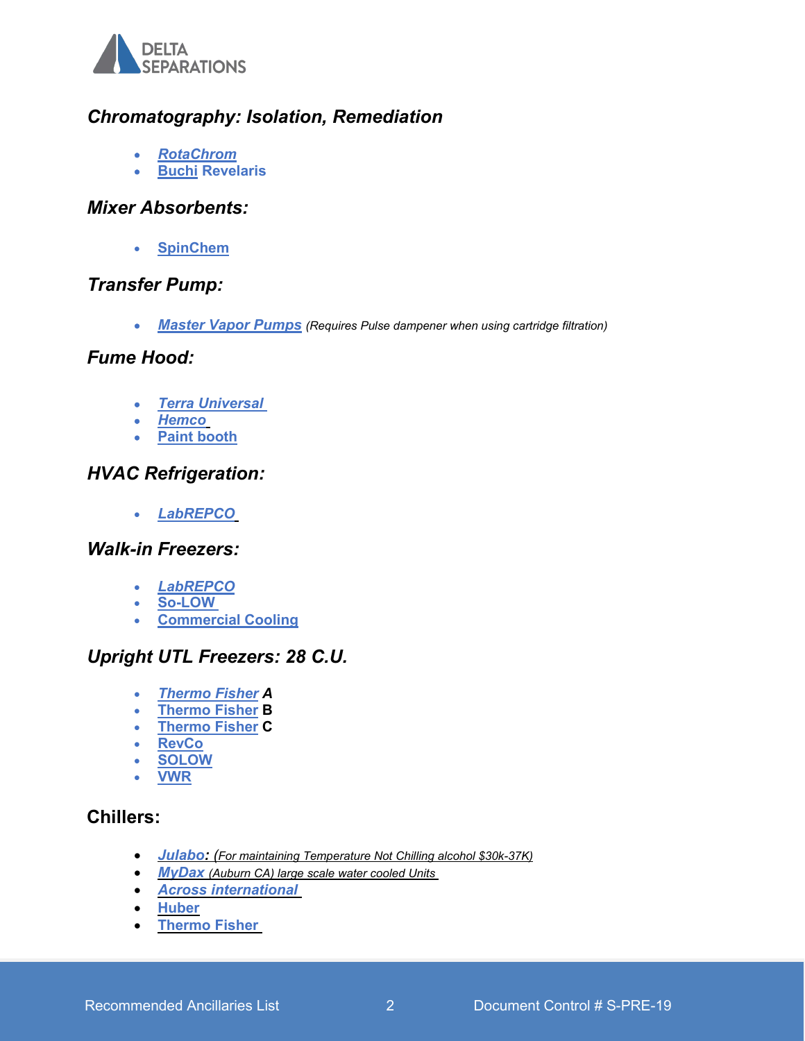## *Chromatography: Isolation, Remediation*

- *RotaChrom*
- Buchi Revelaris

## *Mixer Absorbents:*

- SpinChem

## *Transfer Pump:*

- *Master Vapor Pumps* *(Requires Pulse dampener when using cartridge filtration)*

## *Fume Hood:*

- *Terra Universal*
- *Hemco*
- Paint booth

## *HVAC Refrigeration:*

- *LabREPCO*

## *Walk-in Freezers:*

- *LabREPCO*
- So-LOW
- Commercial Cooling

## *Upright UTL Freezers: 28 C.U.*

- *Thermo Fisher* ***A***
- Thermo Fisher **B**
- Thermo Fisher **C**
- RevCo
- SOLOW
- VWR

## Chillers:

- *Julabo*: *(For maintaining Temperature Not Chilling alcohol $30k-37K)*
- *MyDax* *(Auburn CA) large scale water cooled Units*
- *Across international*
- Huber
- Thermo Fisher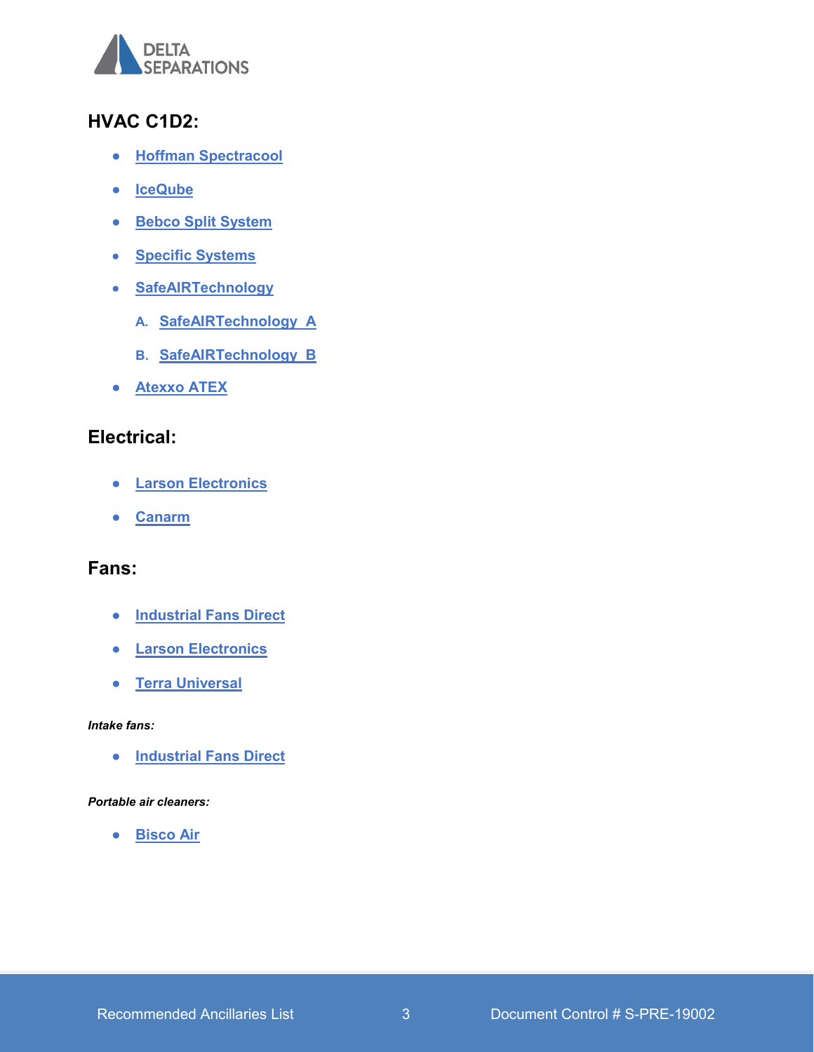## HVAC C1D2:

- Hoffman Spectracool
- IceQube
- Bebco Split System
- Specific Systems
- SafeAIRTechnology
    A. SafeAIRTechnology A
    B. SafeAIRTechnology B
- Atexxo ATEX

## Electrical:

- Larson Electronics
- Canarm

## Fans:

- Industrial Fans Direct
- Larson Electronics
- Terra Universal

***Intake fans:***

- Industrial Fans Direct

***Portable air cleaners:***

- Bisco Air